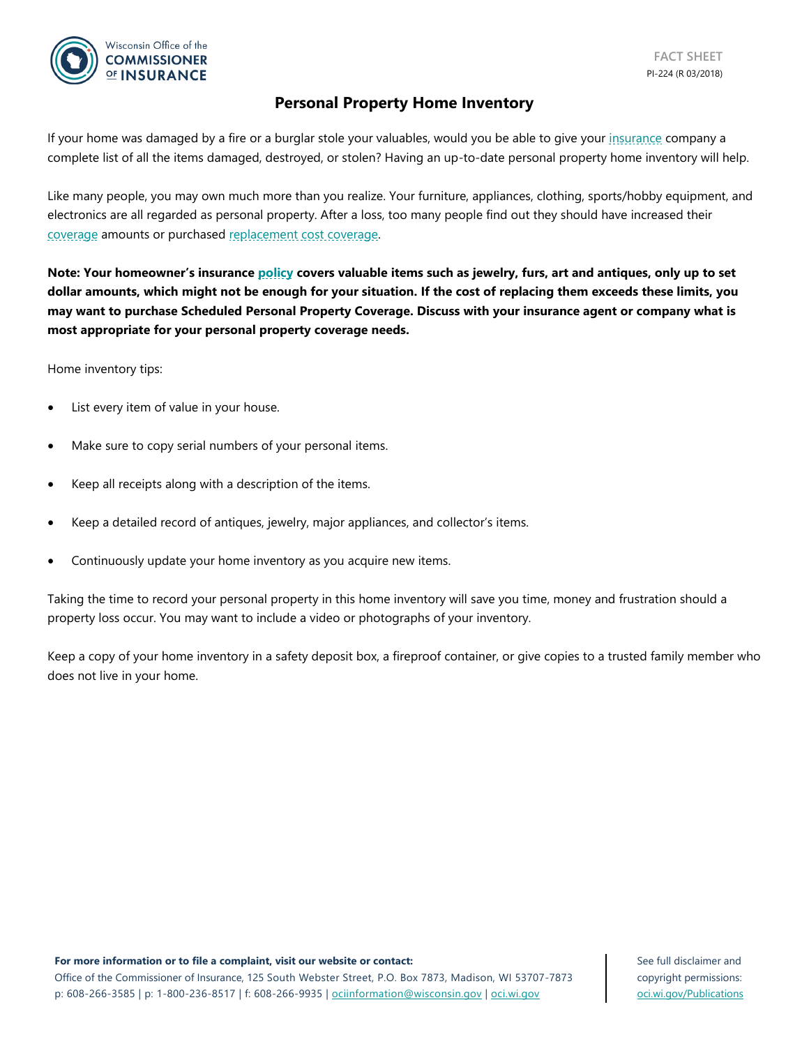FACT SHEET
PI-224 (R 03/2018)

# Personal Property Home Inventory

If your home was damaged by a fire or a burglar stole your valuables, would you be able to give your insurance company a complete list of all the items damaged, destroyed, or stolen? Having an up-to-date personal property home inventory will help.

Like many people, you may own much more than you realize. Your furniture, appliances, clothing, sports/hobby equipment, and electronics are all regarded as personal property. After a loss, too many people find out they should have increased their coverage amounts or purchased replacement cost coverage.

**Note: Your homeowner's insurance policy covers valuable items such as jewelry, furs, art and antiques, only up to set dollar amounts, which might not be enough for your situation. If the cost of replacing them exceeds these limits, you may want to purchase Scheduled Personal Property Coverage. Discuss with your insurance agent or company what is most appropriate for your personal property coverage needs.**

Home inventory tips:

- List every item of value in your house.
- Make sure to copy serial numbers of your personal items.
- Keep all receipts along with a description of the items.
- Keep a detailed record of antiques, jewelry, major appliances, and collector's items.
- Continuously update your home inventory as you acquire new items.

Taking the time to record your personal property in this home inventory will save you time, money and frustration should a property loss occur. You may want to include a video or photographs of your inventory.

Keep a copy of your home inventory in a safety deposit box, a fireproof container, or give copies to a trusted family member who does not live in your home.

**For more information or to file a complaint, visit our website or contact:**
Office of the Commissioner of Insurance, 125 South Webster Street, P.O. Box 7873, Madison, WI 53707-7873
p: 608-266-3585 | p: 1-800-236-8517 | f: 608-266-9935 | ociinformation@wisconsin.gov | oci.wi.gov

See full disclaimer and copyright permissions: oci.wi.gov/Publications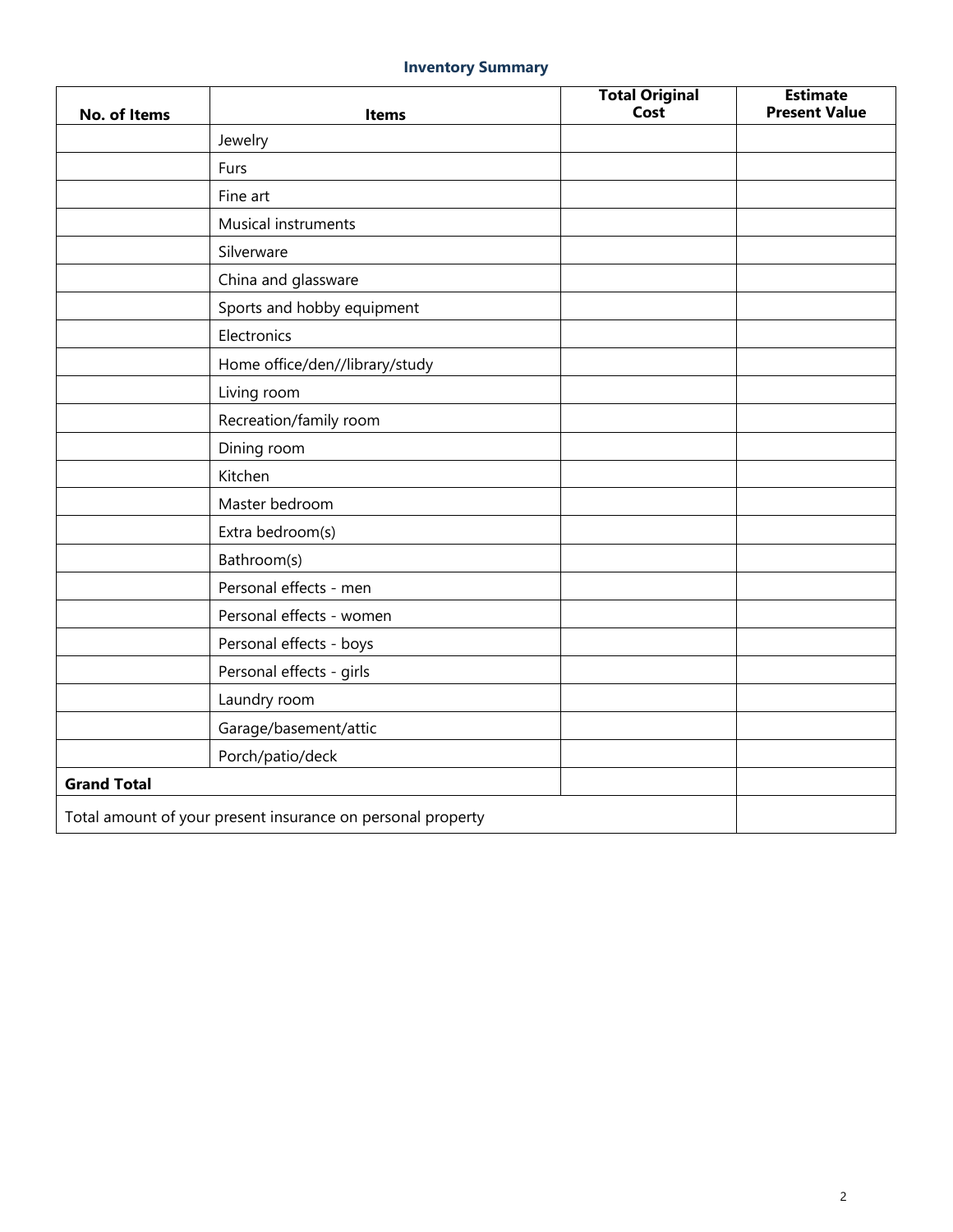## Inventory Summary

| No. of Items | Items | Total Original Cost | Estimate Present Value |
|---|---|---|---|
| | Jewelry | | |
| | Furs | | |
| | Fine art | | |
| | Musical instruments | | |
| | Silverware | | |
| | China and glassware | | |
| | Sports and hobby equipment | | |
| | Electronics | | |
| | Home office/den//library/study | | |
| | Living room | | |
| | Recreation/family room | | |
| | Dining room | | |
| | Kitchen | | |
| | Master bedroom | | |
| | Extra bedroom(s) | | |
| | Bathroom(s) | | |
| | Personal effects - men | | |
| | Personal effects - women | | |
| | Personal effects - boys | | |
| | Personal effects - girls | | |
| | Laundry room | | |
| | Garage/basement/attic | | |
| | Porch/patio/deck | | |
| **Grand Total** | | | |
| Total amount of your present insurance on personal property | | | |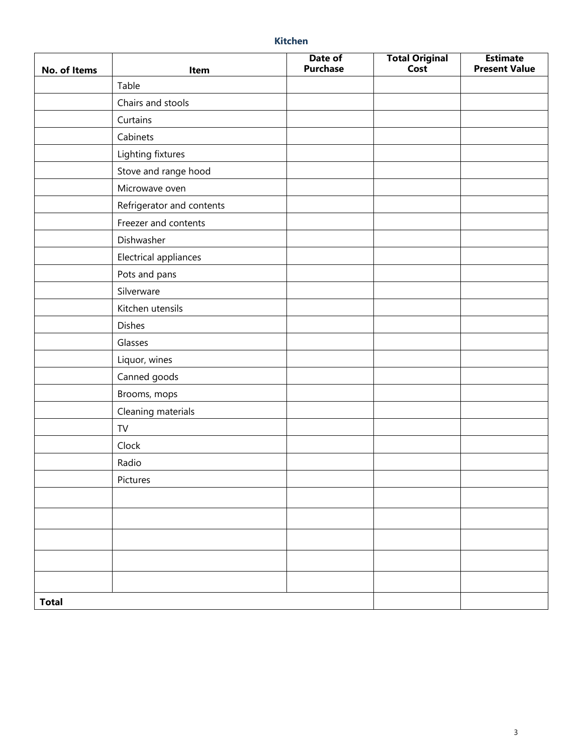## Kitchen

| No. of Items | Item | Date of Purchase | Total Original Cost | Estimate Present Value |
|---|---|---|---|---|
| | Table | | | |
| | Chairs and stools | | | |
| | Curtains | | | |
| | Cabinets | | | |
| | Lighting fixtures | | | |
| | Stove and range hood | | | |
| | Microwave oven | | | |
| | Refrigerator and contents | | | |
| | Freezer and contents | | | |
| | Dishwasher | | | |
| | Electrical appliances | | | |
| | Pots and pans | | | |
| | Silverware | | | |
| | Kitchen utensils | | | |
| | Dishes | | | |
| | Glasses | | | |
| | Liquor, wines | | | |
| | Canned goods | | | |
| | Brooms, mops | | | |
| | Cleaning materials | | | |
| | TV | | | |
| | Clock | | | |
| | Radio | | | |
| | Pictures | | | |
| | | | | |
| | | | | |
| | | | | |
| | | | | |
| | | | | |
| **Total** | | | | |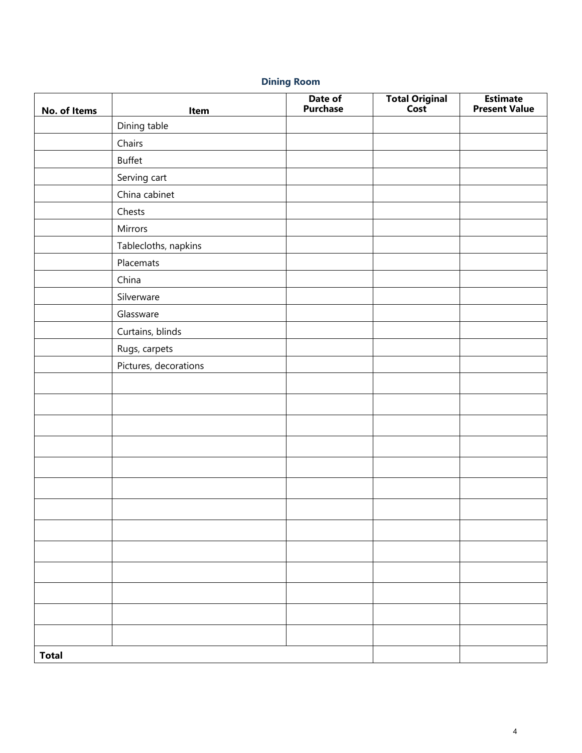## Dining Room

| No. of Items | Item | Date of Purchase | Total Original Cost | Estimate Present Value |
|---|---|---|---|---|
| | Dining table | | | |
| | Chairs | | | |
| | Buffet | | | |
| | Serving cart | | | |
| | China cabinet | | | |
| | Chests | | | |
| | Mirrors | | | |
| | Tablecloths, napkins | | | |
| | Placemats | | | |
| | China | | | |
| | Silverware | | | |
| | Glassware | | | |
| | Curtains, blinds | | | |
| | Rugs, carpets | | | |
| | Pictures, decorations | | | |
| | | | | |
| | | | | |
| | | | | |
| | | | | |
| | | | | |
| | | | | |
| | | | | |
| | | | | |
| | | | | |
| | | | | |
| | | | | |
| | | | | |
| | | | | |
| **Total** | | | | |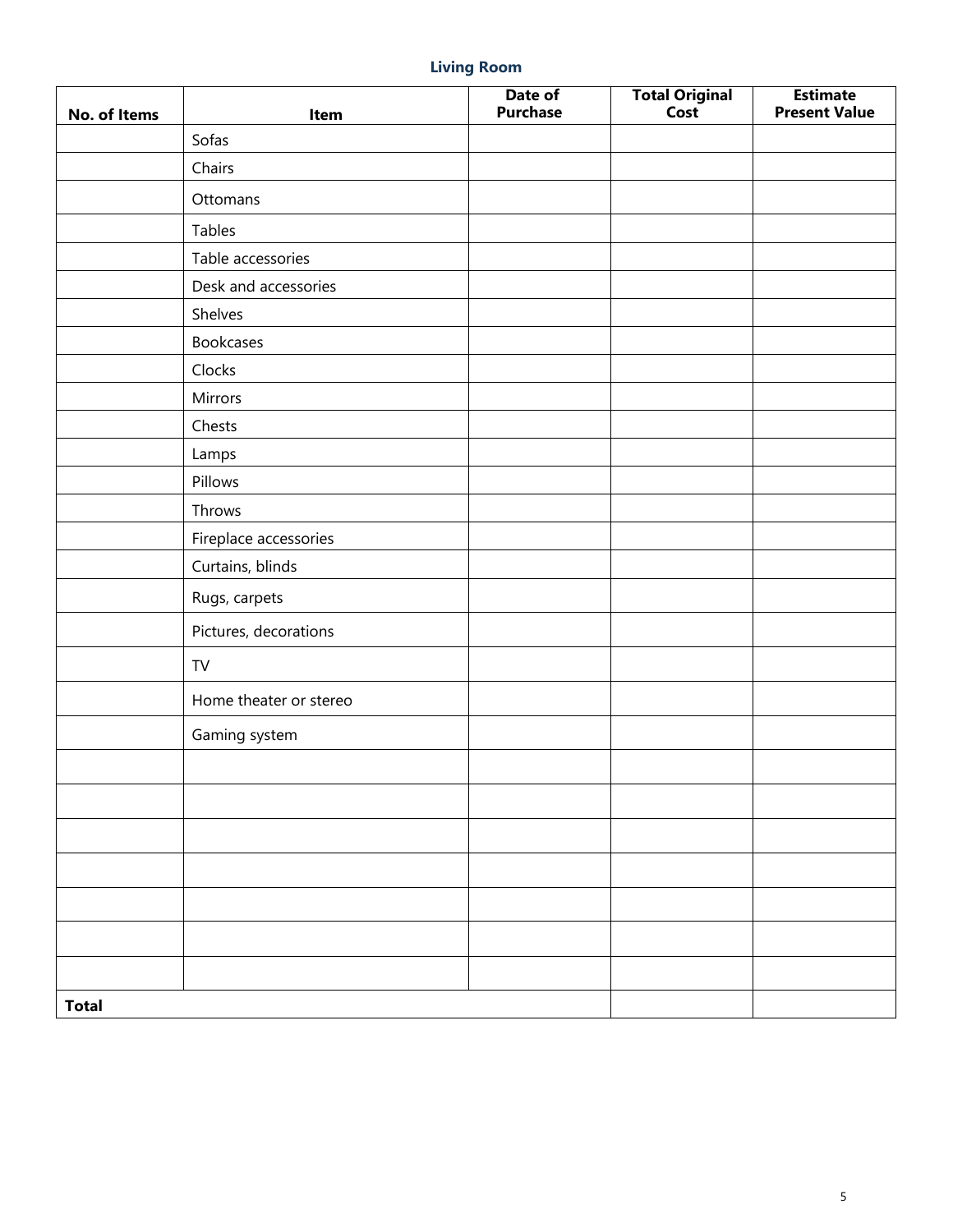### Living Room

| No. of Items | Item | Date of Purchase | Total Original Cost | Estimate Present Value |
|---|---|---|---|---|
| | Sofas | | | |
| | Chairs | | | |
| | Ottomans | | | |
| | Tables | | | |
| | Table accessories | | | |
| | Desk and accessories | | | |
| | Shelves | | | |
| | Bookcases | | | |
| | Clocks | | | |
| | Mirrors | | | |
| | Chests | | | |
| | Lamps | | | |
| | Pillows | | | |
| | Throws | | | |
| | Fireplace accessories | | | |
| | Curtains, blinds | | | |
| | Rugs, carpets | | | |
| | Pictures, decorations | | | |
| | TV | | | |
| | Home theater or stereo | | | |
| | Gaming system | | | |
| | | | | |
| | | | | |
| | | | | |
| | | | | |
| | | | | |
| | | | | |
| | | | | |
| **Total** | | | | |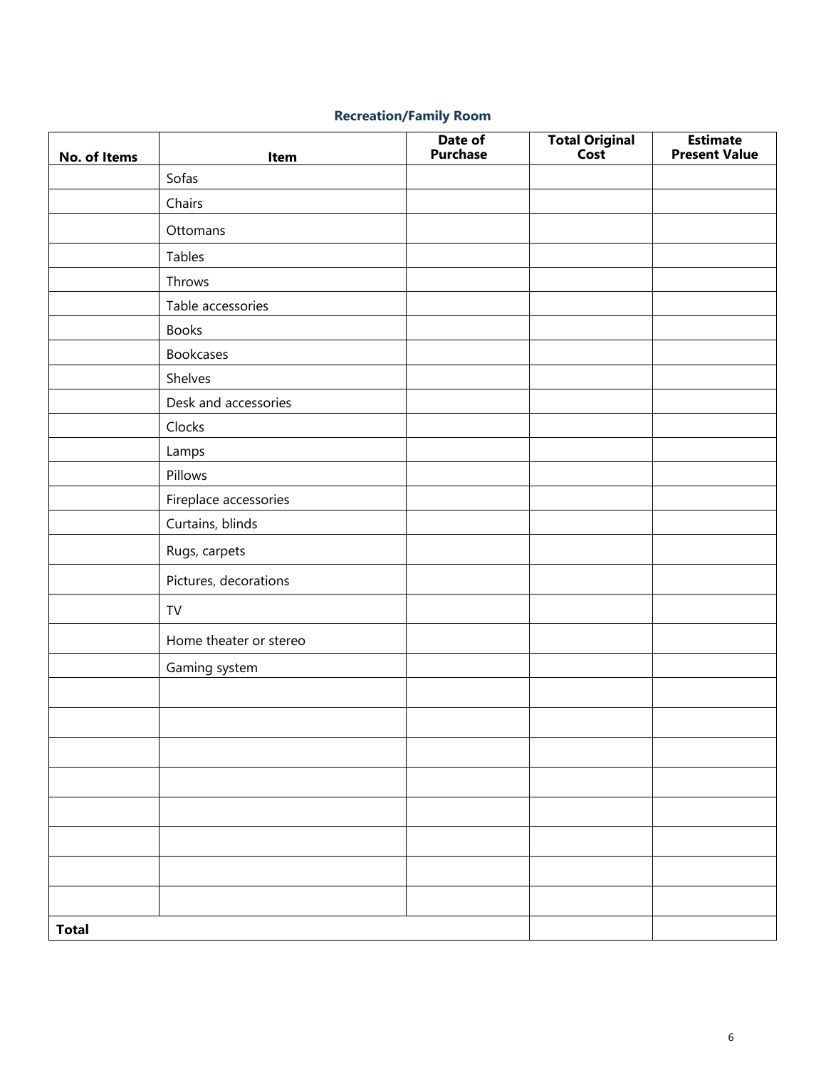## Recreation/Family Room

| No. of Items | Item | Date of Purchase | Total Original Cost | Estimate Present Value |
|---|---|---|---|---|
| | Sofas | | | |
| | Chairs | | | |
| | Ottomans | | | |
| | Tables | | | |
| | Throws | | | |
| | Table accessories | | | |
| | Books | | | |
| | Bookcases | | | |
| | Shelves | | | |
| | Desk and accessories | | | |
| | Clocks | | | |
| | Lamps | | | |
| | Pillows | | | |
| | Fireplace accessories | | | |
| | Curtains, blinds | | | |
| | Rugs, carpets | | | |
| | Pictures, decorations | | | |
| | TV | | | |
| | Home theater or stereo | | | |
| | Gaming system | | | |
| | | | | |
| | | | | |
| | | | | |
| | | | | |
| | | | | |
| | | | | |
| | | | | |
| | | | | |
| **Total** | | | | |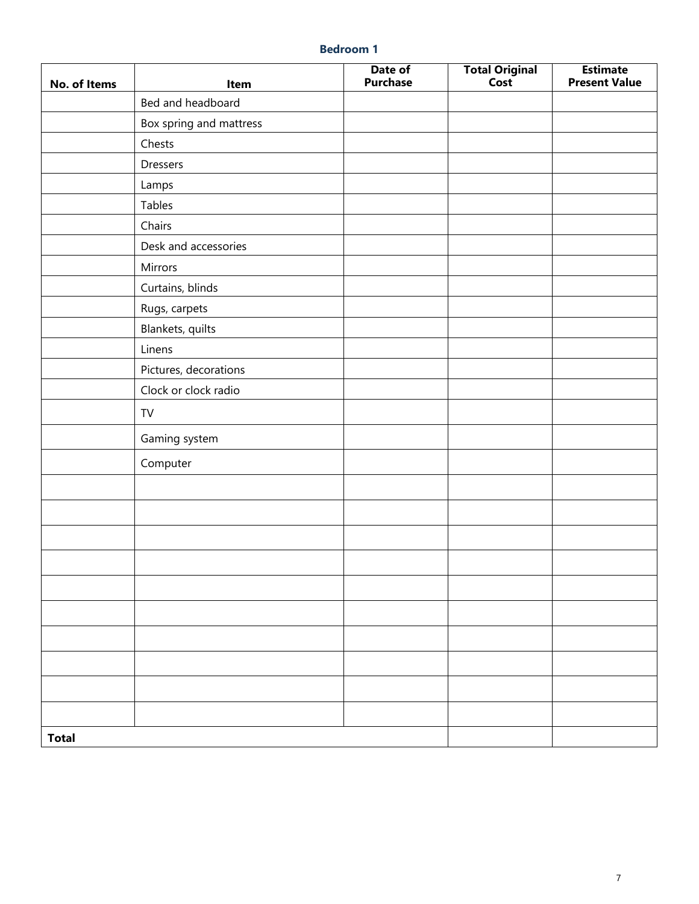## Bedroom 1

| No. of Items | Item | Date of Purchase | Total Original Cost | Estimate Present Value |
|---|---|---|---|---|
| | Bed and headboard | | | |
| | Box spring and mattress | | | |
| | Chests | | | |
| | Dressers | | | |
| | Lamps | | | |
| | Tables | | | |
| | Chairs | | | |
| | Desk and accessories | | | |
| | Mirrors | | | |
| | Curtains, blinds | | | |
| | Rugs, carpets | | | |
| | Blankets, quilts | | | |
| | Linens | | | |
| | Pictures, decorations | | | |
| | Clock or clock radio | | | |
| | TV | | | |
| | Gaming system | | | |
| | Computer | | | |
| | | | | |
| | | | | |
| | | | | |
| | | | | |
| | | | | |
| | | | | |
| | | | | |
| | | | | |
| | | | | |
| | | | | |
| **Total** | | | | |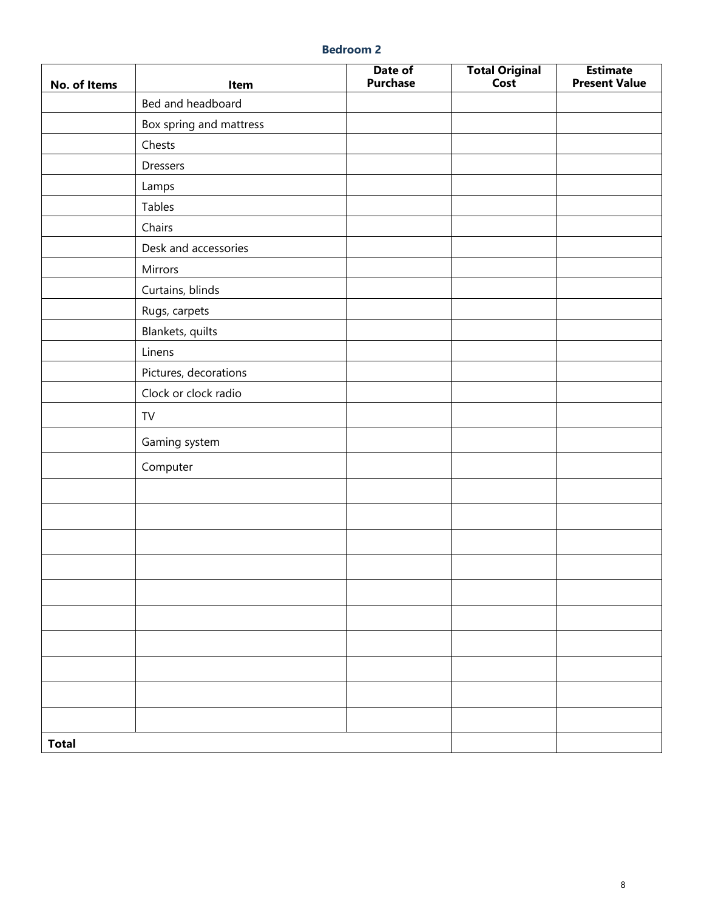## Bedroom 2

| No. of Items | Item | Date of Purchase | Total Original Cost | Estimate Present Value |
|---|---|---|---|---|
| | Bed and headboard | | | |
| | Box spring and mattress | | | |
| | Chests | | | |
| | Dressers | | | |
| | Lamps | | | |
| | Tables | | | |
| | Chairs | | | |
| | Desk and accessories | | | |
| | Mirrors | | | |
| | Curtains, blinds | | | |
| | Rugs, carpets | | | |
| | Blankets, quilts | | | |
| | Linens | | | |
| | Pictures, decorations | | | |
| | Clock or clock radio | | | |
| | TV | | | |
| | Gaming system | | | |
| | Computer | | | |
| | | | | |
| | | | | |
| | | | | |
| | | | | |
| | | | | |
| | | | | |
| | | | | |
| | | | | |
| | | | | |
| | | | | |
| **Total** | | | | |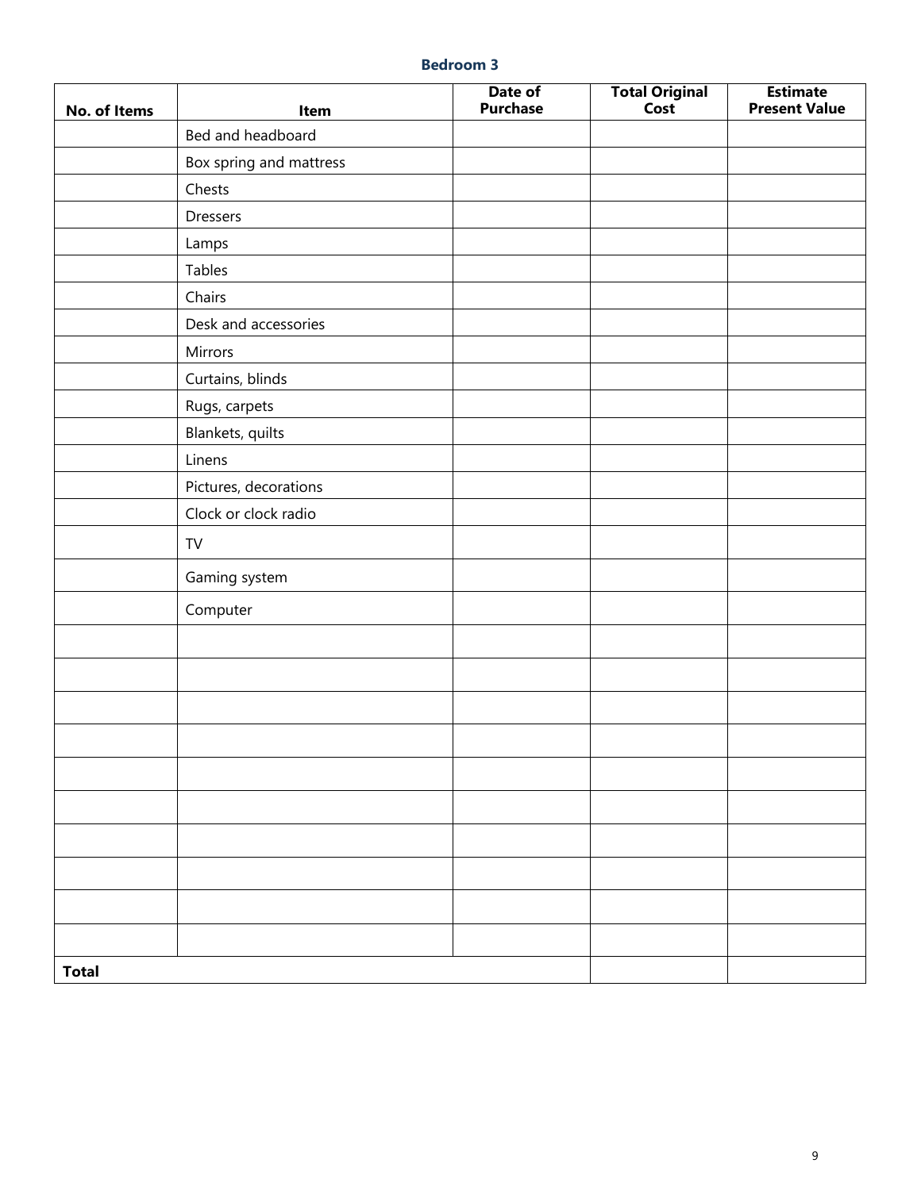## Bedroom 3

| No. of Items | Item | Date of Purchase | Total Original Cost | Estimate Present Value |
|---|---|---|---|---|
| | Bed and headboard | | | |
| | Box spring and mattress | | | |
| | Chests | | | |
| | Dressers | | | |
| | Lamps | | | |
| | Tables | | | |
| | Chairs | | | |
| | Desk and accessories | | | |
| | Mirrors | | | |
| | Curtains, blinds | | | |
| | Rugs, carpets | | | |
| | Blankets, quilts | | | |
| | Linens | | | |
| | Pictures, decorations | | | |
| | Clock or clock radio | | | |
| | TV | | | |
| | Gaming system | | | |
| | Computer | | | |
| | | | | |
| | | | | |
| | | | | |
| | | | | |
| | | | | |
| | | | | |
| | | | | |
| | | | | |
| | | | | |
| | | | | |
| **Total** | | | | |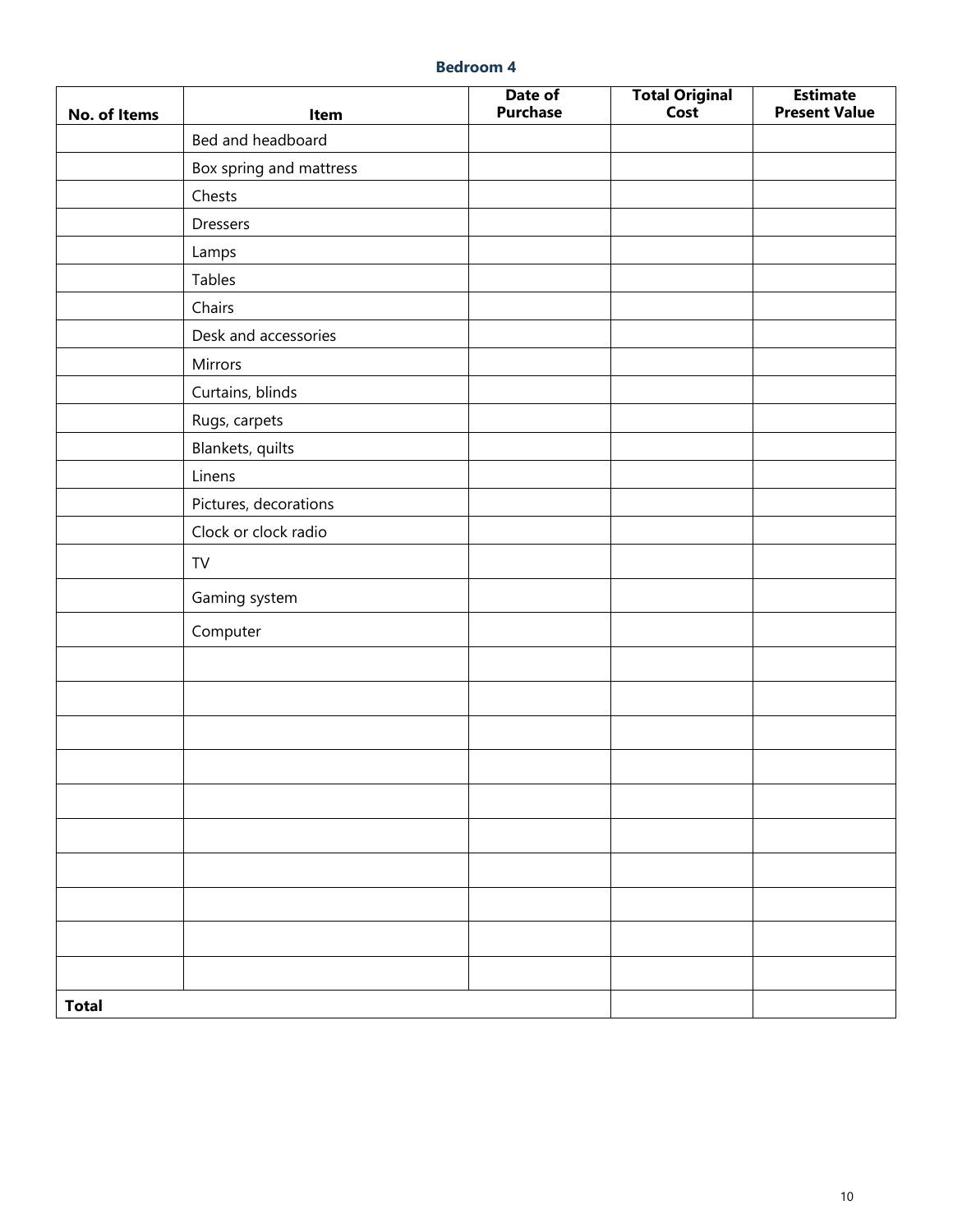## Bedroom 4

| No. of Items | Item | Date of Purchase | Total Original Cost | Estimate Present Value |
|---|---|---|---|---|
| | Bed and headboard | | | |
| | Box spring and mattress | | | |
| | Chests | | | |
| | Dressers | | | |
| | Lamps | | | |
| | Tables | | | |
| | Chairs | | | |
| | Desk and accessories | | | |
| | Mirrors | | | |
| | Curtains, blinds | | | |
| | Rugs, carpets | | | |
| | Blankets, quilts | | | |
| | Linens | | | |
| | Pictures, decorations | | | |
| | Clock or clock radio | | | |
| | TV | | | |
| | Gaming system | | | |
| | Computer | | | |
| | | | | |
| | | | | |
| | | | | |
| | | | | |
| | | | | |
| | | | | |
| | | | | |
| | | | | |
| | | | | |
| | | | | |
| **Total** | | | | |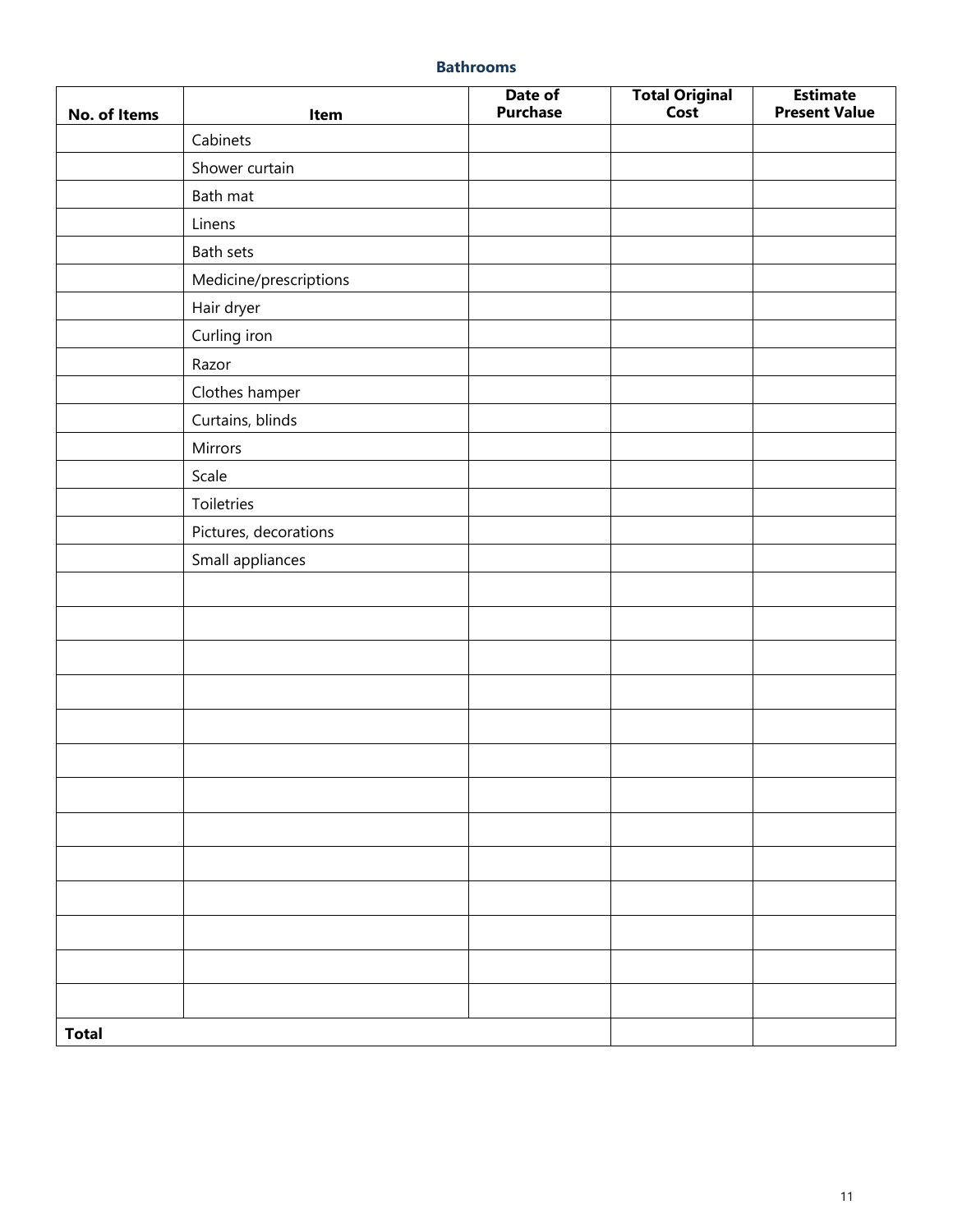### Bathrooms

| No. of Items | Item | Date of Purchase | Total Original Cost | Estimate Present Value |
|---|---|---|---|---|
| | Cabinets | | | |
| | Shower curtain | | | |
| | Bath mat | | | |
| | Linens | | | |
| | Bath sets | | | |
| | Medicine/prescriptions | | | |
| | Hair dryer | | | |
| | Curling iron | | | |
| | Razor | | | |
| | Clothes hamper | | | |
| | Curtains, blinds | | | |
| | Mirrors | | | |
| | Scale | | | |
| | Toiletries | | | |
| | Pictures, decorations | | | |
| | Small appliances | | | |
| | | | | |
| | | | | |
| | | | | |
| | | | | |
| | | | | |
| | | | | |
| | | | | |
| | | | | |
| | | | | |
| | | | | |
| | | | | |
| | | | | |
| | | | | |
| **Total** | | | | |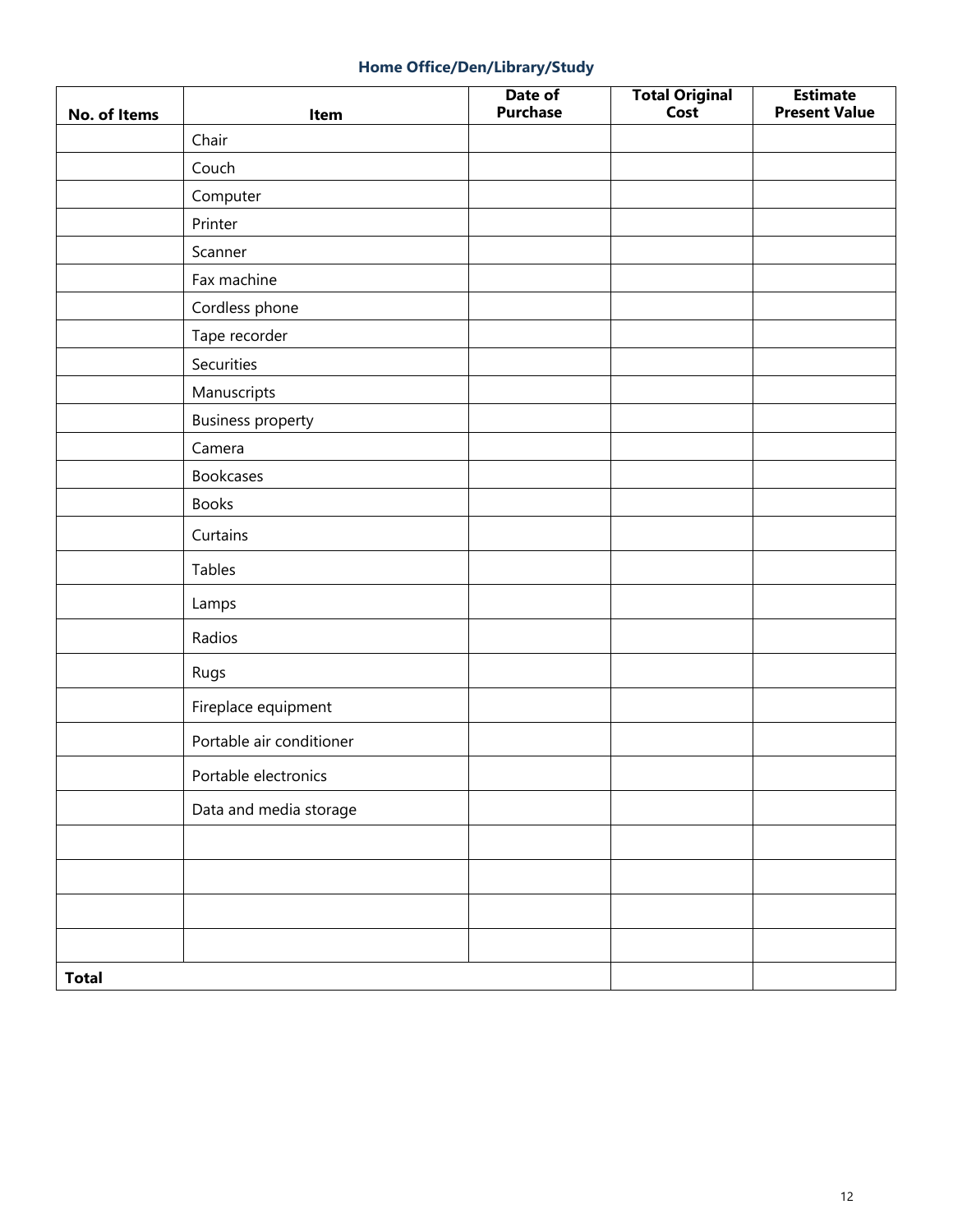## Home Office/Den/Library/Study

| No. of Items | Item | Date of Purchase | Total Original Cost | Estimate Present Value |
|---|---|---|---|---|
| | Chair | | | |
| | Couch | | | |
| | Computer | | | |
| | Printer | | | |
| | Scanner | | | |
| | Fax machine | | | |
| | Cordless phone | | | |
| | Tape recorder | | | |
| | Securities | | | |
| | Manuscripts | | | |
| | Business property | | | |
| | Camera | | | |
| | Bookcases | | | |
| | Books | | | |
| | Curtains | | | |
| | Tables | | | |
| | Lamps | | | |
| | Radios | | | |
| | Rugs | | | |
| | Fireplace equipment | | | |
| | Portable air conditioner | | | |
| | Portable electronics | | | |
| | Data and media storage | | | |
| | | | | |
| | | | | |
| | | | | |
| | | | | |
| **Total** | | | | |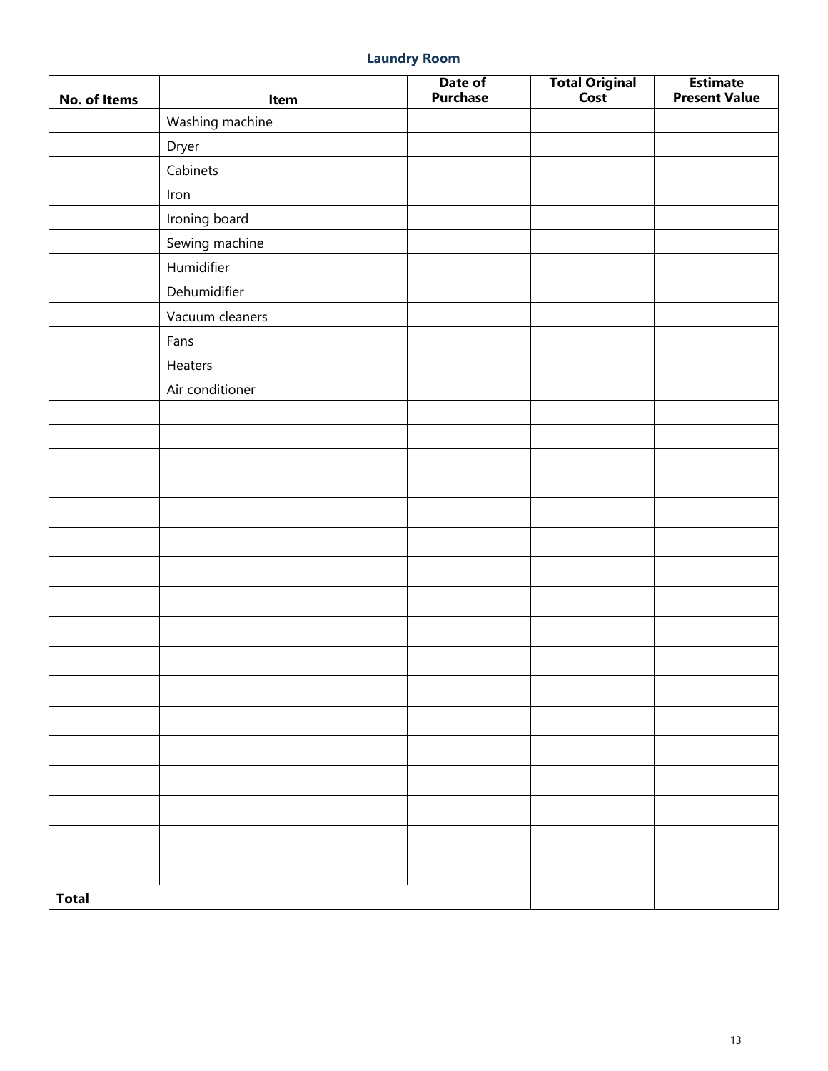### Laundry Room

| No. of Items | Item | Date of Purchase | Total Original Cost | Estimate Present Value |
|---|---|---|---|---|
| | Washing machine | | | |
| | Dryer | | | |
| | Cabinets | | | |
| | Iron | | | |
| | Ironing board | | | |
| | Sewing machine | | | |
| | Humidifier | | | |
| | Dehumidifier | | | |
| | Vacuum cleaners | | | |
| | Fans | | | |
| | Heaters | | | |
| | Air conditioner | | | |
| | | | | |
| | | | | |
| | | | | |
| | | | | |
| | | | | |
| | | | | |
| | | | | |
| | | | | |
| | | | | |
| | | | | |
| | | | | |
| | | | | |
| | | | | |
| | | | | |
| | | | | |
| | | | | |
| | | | | |
| **Total** | | | | |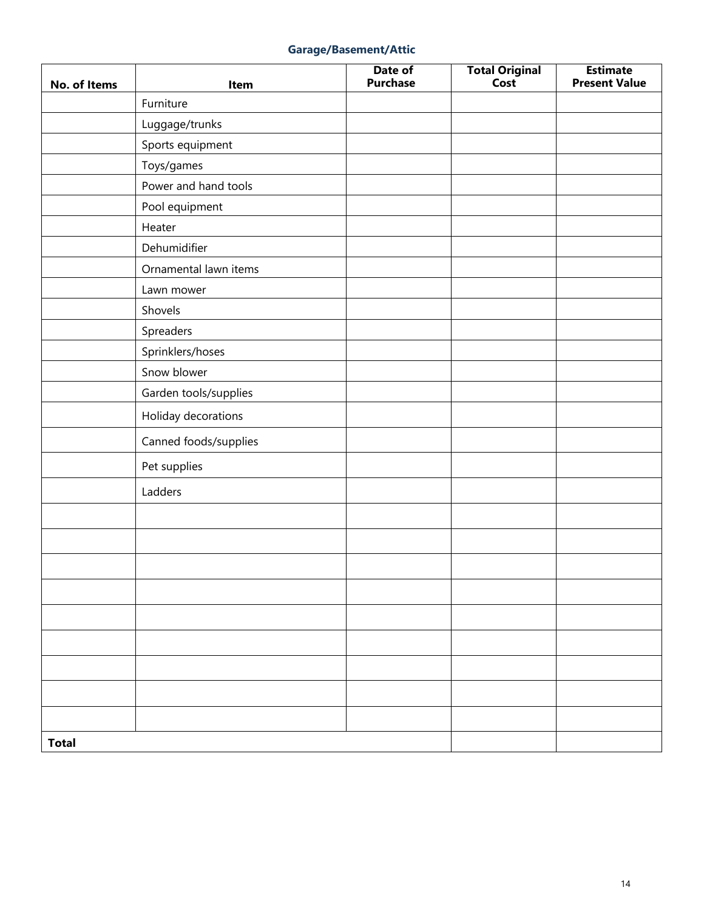### Garage/Basement/Attic

| No. of Items | Item | Date of Purchase | Total Original Cost | Estimate Present Value |
|---|---|---|---|---|
| | Furniture | | | |
| | Luggage/trunks | | | |
| | Sports equipment | | | |
| | Toys/games | | | |
| | Power and hand tools | | | |
| | Pool equipment | | | |
| | Heater | | | |
| | Dehumidifier | | | |
| | Ornamental lawn items | | | |
| | Lawn mower | | | |
| | Shovels | | | |
| | Spreaders | | | |
| | Sprinklers/hoses | | | |
| | Snow blower | | | |
| | Garden tools/supplies | | | |
| | Holiday decorations | | | |
| | Canned foods/supplies | | | |
| | Pet supplies | | | |
| | Ladders | | | |
| | | | | |
| | | | | |
| | | | | |
| | | | | |
| | | | | |
| | | | | |
| | | | | |
| | | | | |
| | | | | |
| **Total** | | | | |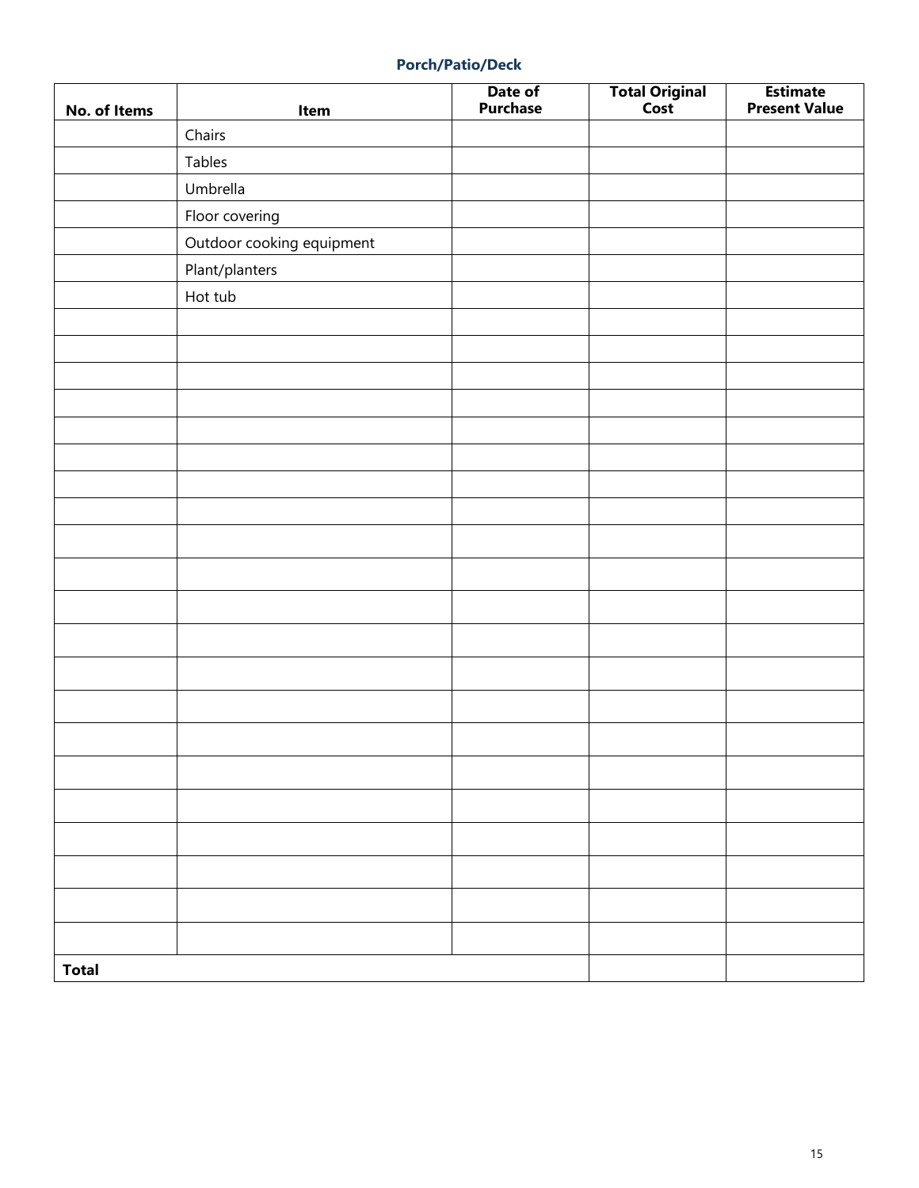### Porch/Patio/Deck

| No. of Items | Item | Date of Purchase | Total Original Cost | Estimate Present Value |
|---|---|---|---|---|
| | Chairs | | | |
| | Tables | | | |
| | Umbrella | | | |
| | Floor covering | | | |
| | Outdoor cooking equipment | | | |
| | Plant/planters | | | |
| | Hot tub | | | |
| | | | | |
| | | | | |
| | | | | |
| | | | | |
| | | | | |
| | | | | |
| | | | | |
| | | | | |
| | | | | |
| | | | | |
| | | | | |
| | | | | |
| | | | | |
| | | | | |
| | | | | |
| | | | | |
| | | | | |
| | | | | |
| | | | | |
| | | | | |
| | | | | |
| **Total** | | | | |